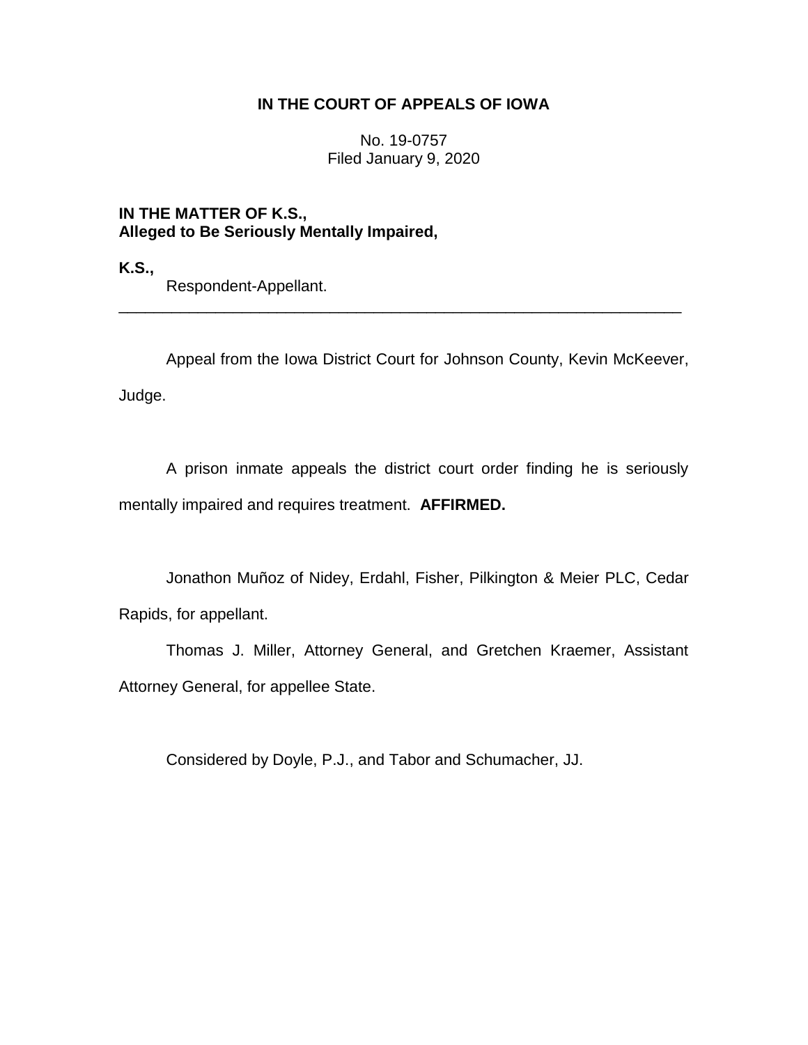**IN THE COURT OF APPEALS OF IOWA**

No. 19-0757
Filed January 9, 2020

**IN THE MATTER OF K.S.,**
**Alleged to Be Seriously Mentally Impaired,**

**K.S.,**
Respondent-Appellant.

---

Appeal from the Iowa District Court for Johnson County, Kevin McKeever, Judge.

A prison inmate appeals the district court order finding he is seriously mentally impaired and requires treatment. **AFFIRMED.**

Jonathon Muñoz of Nidey, Erdahl, Fisher, Pilkington & Meier PLC, Cedar Rapids, for appellant.

Thomas J. Miller, Attorney General, and Gretchen Kraemer, Assistant Attorney General, for appellee State.

Considered by Doyle, P.J., and Tabor and Schumacher, JJ.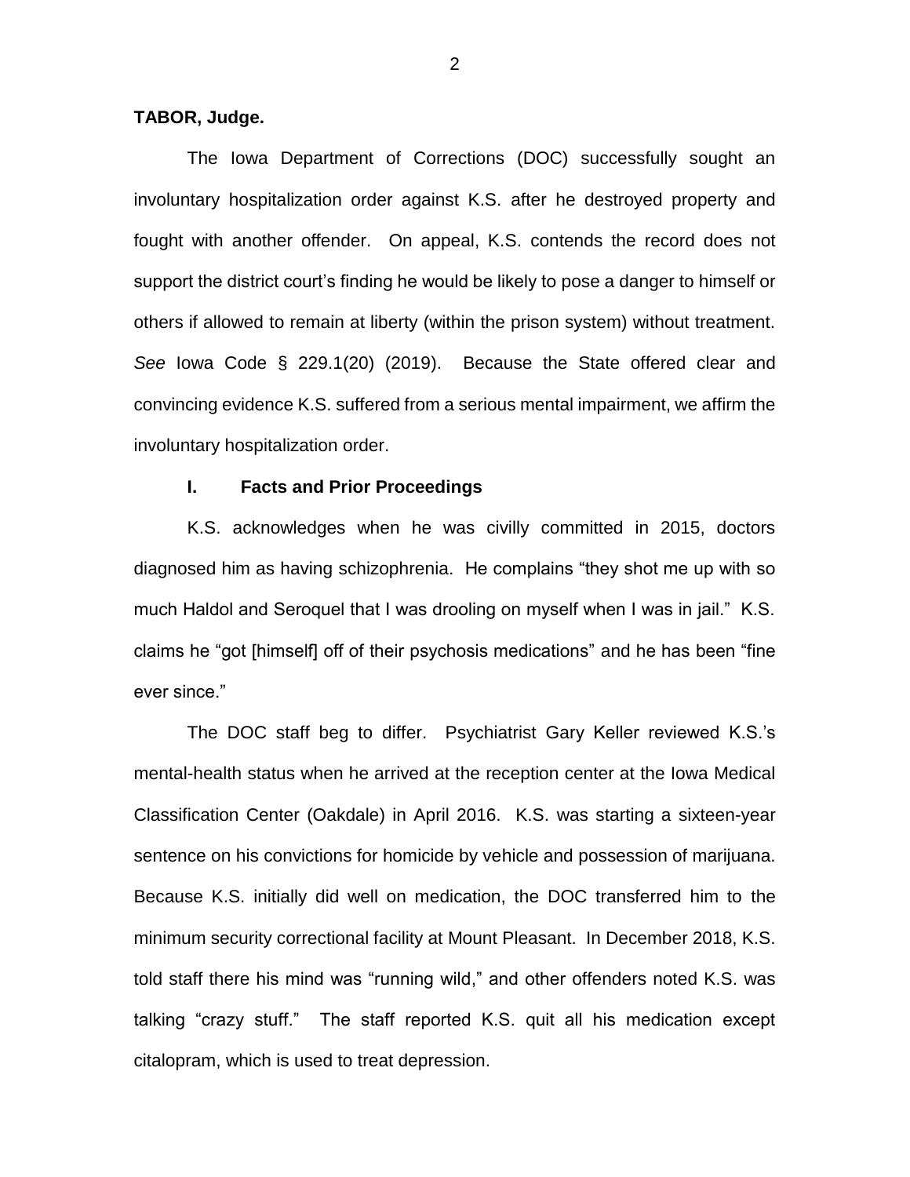**TABOR, Judge.**

The Iowa Department of Corrections (DOC) successfully sought an involuntary hospitalization order against K.S. after he destroyed property and fought with another offender. On appeal, K.S. contends the record does not support the district court's finding he would be likely to pose a danger to himself or others if allowed to remain at liberty (within the prison system) without treatment. *See* Iowa Code § 229.1(20) (2019). Because the State offered clear and convincing evidence K.S. suffered from a serious mental impairment, we affirm the involuntary hospitalization order.

## I. Facts and Prior Proceedings

K.S. acknowledges when he was civilly committed in 2015, doctors diagnosed him as having schizophrenia. He complains "they shot me up with so much Haldol and Seroquel that I was drooling on myself when I was in jail." K.S. claims he "got [himself] off of their psychosis medications" and he has been "fine ever since."

The DOC staff beg to differ. Psychiatrist Gary Keller reviewed K.S.'s mental-health status when he arrived at the reception center at the Iowa Medical Classification Center (Oakdale) in April 2016. K.S. was starting a sixteen-year sentence on his convictions for homicide by vehicle and possession of marijuana. Because K.S. initially did well on medication, the DOC transferred him to the minimum security correctional facility at Mount Pleasant. In December 2018, K.S. told staff there his mind was "running wild," and other offenders noted K.S. was talking "crazy stuff." The staff reported K.S. quit all his medication except citalopram, which is used to treat depression.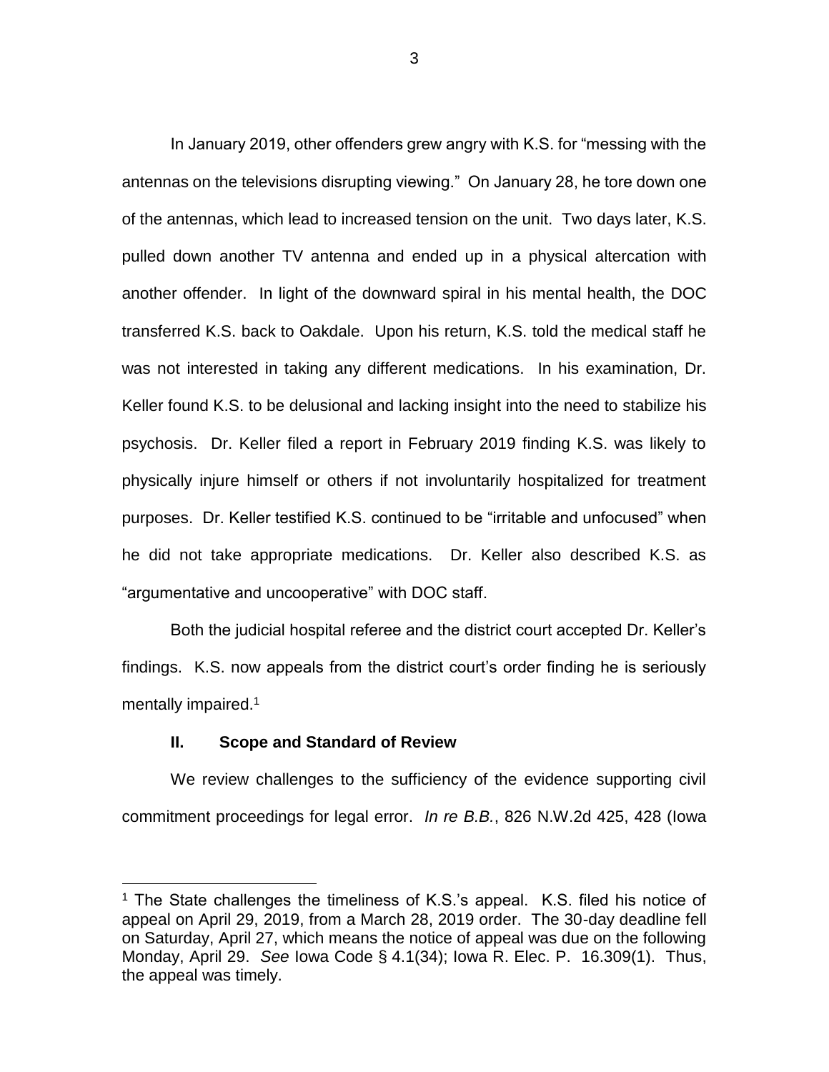In January 2019, other offenders grew angry with K.S. for "messing with the antennas on the televisions disrupting viewing." On January 28, he tore down one of the antennas, which lead to increased tension on the unit. Two days later, K.S. pulled down another TV antenna and ended up in a physical altercation with another offender. In light of the downward spiral in his mental health, the DOC transferred K.S. back to Oakdale. Upon his return, K.S. told the medical staff he was not interested in taking any different medications. In his examination, Dr. Keller found K.S. to be delusional and lacking insight into the need to stabilize his psychosis. Dr. Keller filed a report in February 2019 finding K.S. was likely to physically injure himself or others if not involuntarily hospitalized for treatment purposes. Dr. Keller testified K.S. continued to be "irritable and unfocused" when he did not take appropriate medications. Dr. Keller also described K.S. as "argumentative and uncooperative" with DOC staff.

Both the judicial hospital referee and the district court accepted Dr. Keller's findings. K.S. now appeals from the district court's order finding he is seriously mentally impaired.[1]

## II. Scope and Standard of Review

We review challenges to the sufficiency of the evidence supporting civil commitment proceedings for legal error. *In re B.B.*, 826 N.W.2d 425, 428 (Iowa

---

[1] The State challenges the timeliness of K.S.'s appeal. K.S. filed his notice of appeal on April 29, 2019, from a March 28, 2019 order. The 30-day deadline fell on Saturday, April 27, which means the notice of appeal was due on the following Monday, April 29. *See* Iowa Code § 4.1(34); Iowa R. Elec. P. 16.309(1). Thus, the appeal was timely.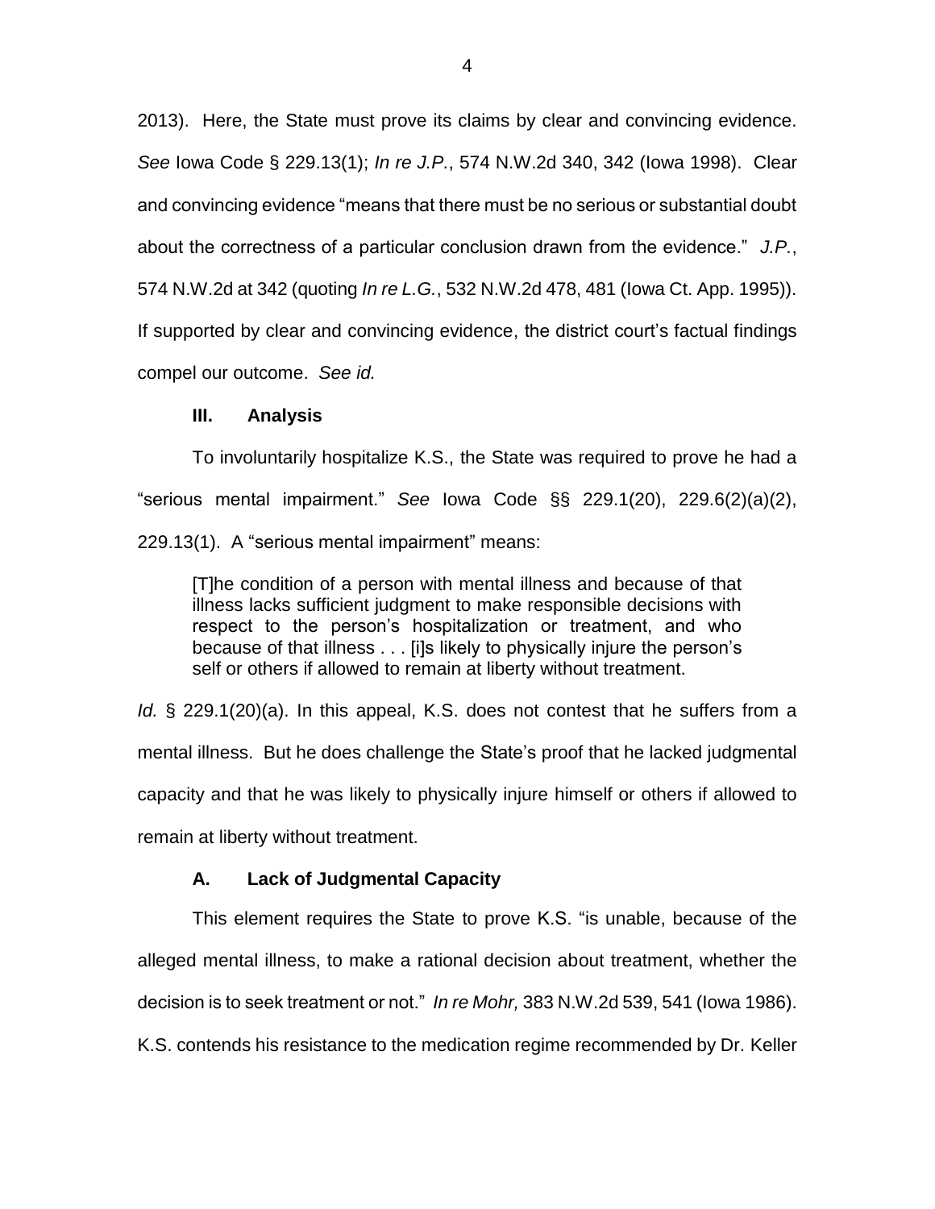2013). Here, the State must prove its claims by clear and convincing evidence. *See* Iowa Code § 229.13(1); *In re J.P.*, 574 N.W.2d 340, 342 (Iowa 1998). Clear and convincing evidence "means that there must be no serious or substantial doubt about the correctness of a particular conclusion drawn from the evidence." *J.P.*, 574 N.W.2d at 342 (quoting *In re L.G.*, 532 N.W.2d 478, 481 (Iowa Ct. App. 1995)). If supported by clear and convincing evidence, the district court's factual findings compel our outcome. *See id.*

### III. Analysis

To involuntarily hospitalize K.S., the State was required to prove he had a "serious mental impairment." *See* Iowa Code §§ 229.1(20), 229.6(2)(a)(2), 229.13(1). A "serious mental impairment" means:

> [T]he condition of a person with mental illness and because of that illness lacks sufficient judgment to make responsible decisions with respect to the person's hospitalization or treatment, and who because of that illness . . . [i]s likely to physically injure the person's self or others if allowed to remain at liberty without treatment.

*Id.* § 229.1(20)(a). In this appeal, K.S. does not contest that he suffers from a mental illness. But he does challenge the State's proof that he lacked judgmental capacity and that he was likely to physically injure himself or others if allowed to remain at liberty without treatment.

#### A. Lack of Judgmental Capacity

This element requires the State to prove K.S. "is unable, because of the alleged mental illness, to make a rational decision about treatment, whether the decision is to seek treatment or not." *In re Mohr,* 383 N.W.2d 539, 541 (Iowa 1986). K.S. contends his resistance to the medication regime recommended by Dr. Keller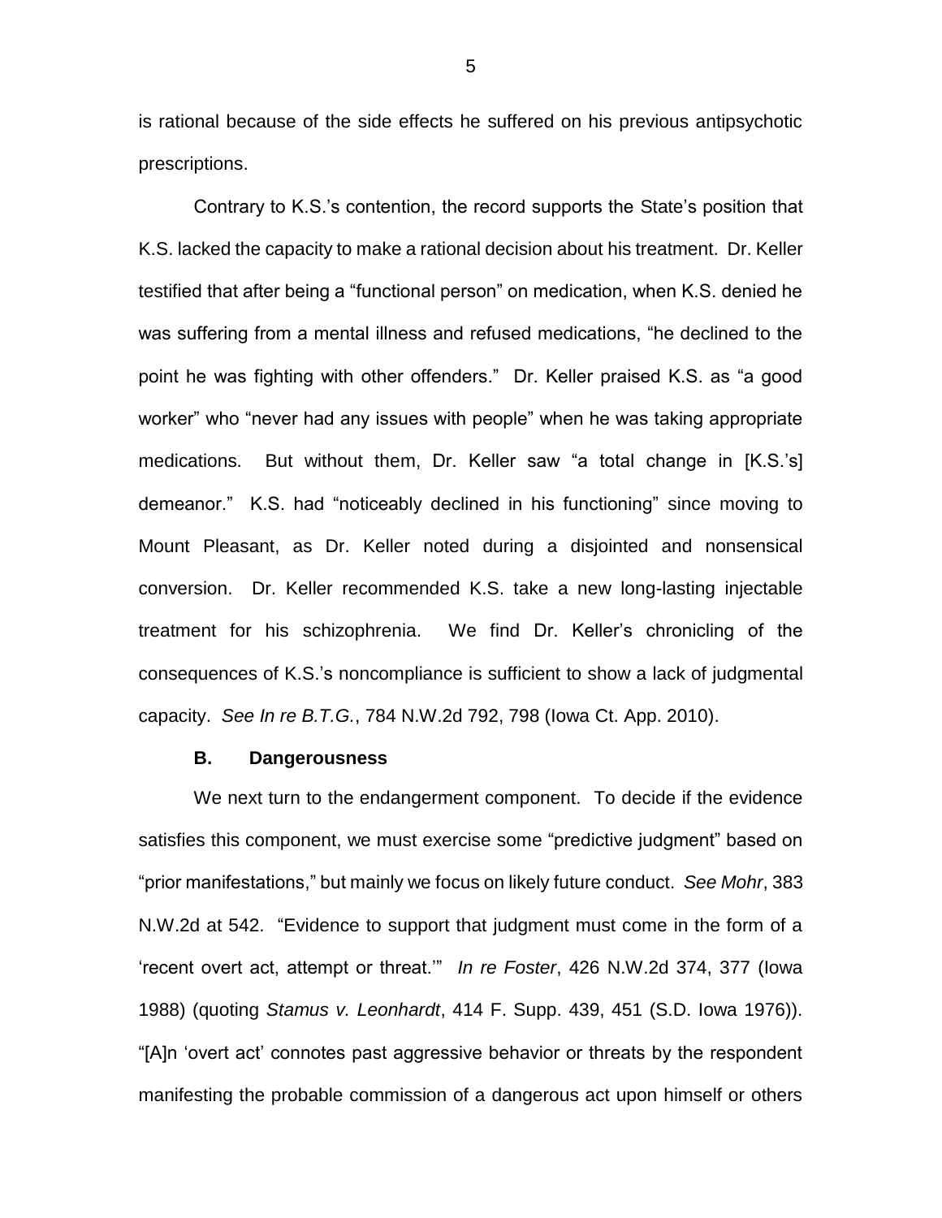is rational because of the side effects he suffered on his previous antipsychotic prescriptions.

Contrary to K.S.'s contention, the record supports the State's position that K.S. lacked the capacity to make a rational decision about his treatment. Dr. Keller testified that after being a "functional person" on medication, when K.S. denied he was suffering from a mental illness and refused medications, "he declined to the point he was fighting with other offenders." Dr. Keller praised K.S. as "a good worker" who "never had any issues with people" when he was taking appropriate medications. But without them, Dr. Keller saw "a total change in [K.S.'s] demeanor." K.S. had "noticeably declined in his functioning" since moving to Mount Pleasant, as Dr. Keller noted during a disjointed and nonsensical conversion. Dr. Keller recommended K.S. take a new long-lasting injectable treatment for his schizophrenia. We find Dr. Keller's chronicling of the consequences of K.S.'s noncompliance is sufficient to show a lack of judgmental capacity. *See In re B.T.G.*, 784 N.W.2d 792, 798 (Iowa Ct. App. 2010).

### B. Dangerousness

We next turn to the endangerment component. To decide if the evidence satisfies this component, we must exercise some "predictive judgment" based on "prior manifestations," but mainly we focus on likely future conduct. *See Mohr*, 383 N.W.2d at 542. "Evidence to support that judgment must come in the form of a 'recent overt act, attempt or threat.'" *In re Foster*, 426 N.W.2d 374, 377 (Iowa 1988) (quoting *Stamus v. Leonhardt*, 414 F. Supp. 439, 451 (S.D. Iowa 1976)). "[A]n 'overt act' connotes past aggressive behavior or threats by the respondent manifesting the probable commission of a dangerous act upon himself or others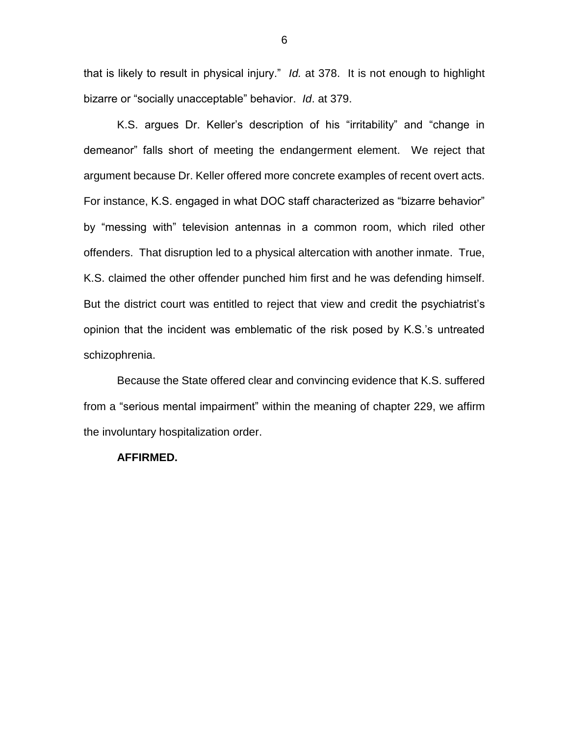that is likely to result in physical injury." *Id.* at 378. It is not enough to highlight bizarre or "socially unacceptable" behavior. *Id*. at 379.

K.S. argues Dr. Keller's description of his "irritability" and "change in demeanor" falls short of meeting the endangerment element. We reject that argument because Dr. Keller offered more concrete examples of recent overt acts. For instance, K.S. engaged in what DOC staff characterized as "bizarre behavior" by "messing with" television antennas in a common room, which riled other offenders. That disruption led to a physical altercation with another inmate. True, K.S. claimed the other offender punched him first and he was defending himself. But the district court was entitled to reject that view and credit the psychiatrist's opinion that the incident was emblematic of the risk posed by K.S.'s untreated schizophrenia.

Because the State offered clear and convincing evidence that K.S. suffered from a "serious mental impairment" within the meaning of chapter 229, we affirm the involuntary hospitalization order.

**AFFIRMED.**